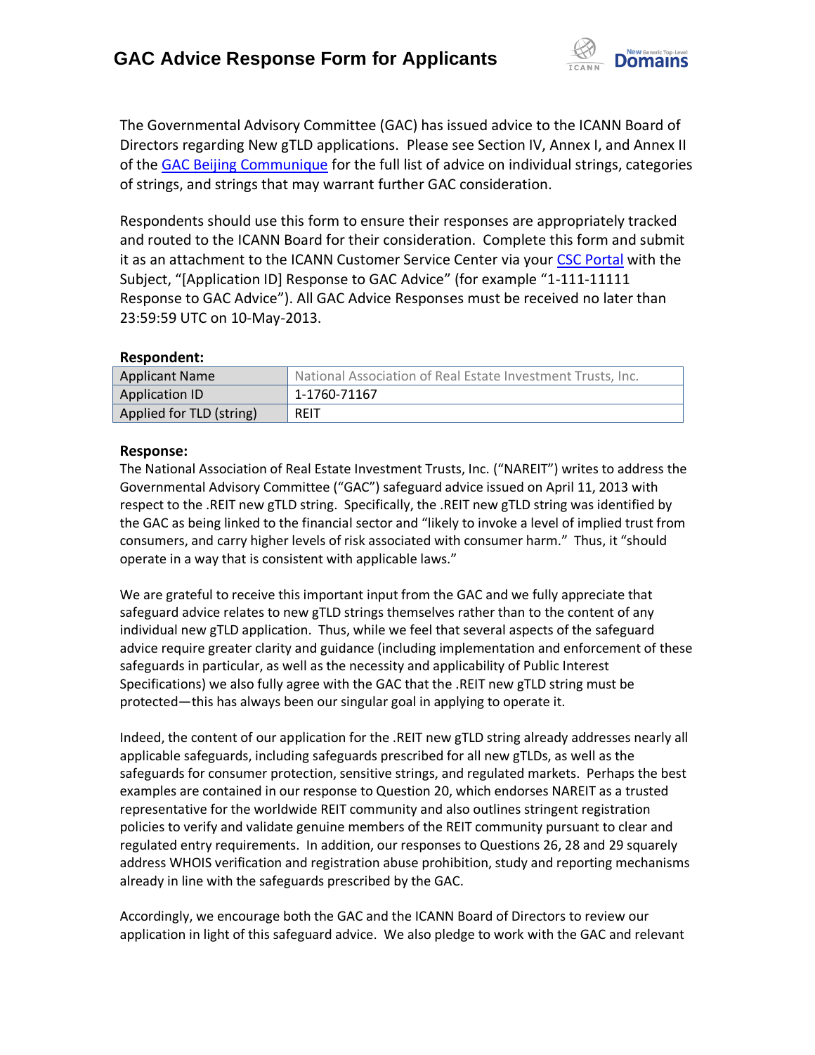# GAC Advice Response Form for Applicants

The Governmental Advisory Committee (GAC) has issued advice to the ICANN Board of Directors regarding New gTLD applications. Please see Section IV, Annex I, and Annex II of the GAC Beijing Communique for the full list of advice on individual strings, categories of strings, and strings that may warrant further GAC consideration.

Respondents should use this form to ensure their responses are appropriately tracked and routed to the ICANN Board for their consideration. Complete this form and submit it as an attachment to the ICANN Customer Service Center via your CSC Portal with the Subject, "[Application ID] Response to GAC Advice" (for example "1-111-11111 Response to GAC Advice"). All GAC Advice Responses must be received no later than 23:59:59 UTC on 10-May-2013.

**Respondent:**

| | |
|---|---|
| Applicant Name | National Association of Real Estate Investment Trusts, Inc. |
| Application ID | 1-1760-71167 |
| Applied for TLD (string) | REIT |

**Response:**

The National Association of Real Estate Investment Trusts, Inc. ("NAREIT") writes to address the Governmental Advisory Committee ("GAC") safeguard advice issued on April 11, 2013 with respect to the .REIT new gTLD string. Specifically, the .REIT new gTLD string was identified by the GAC as being linked to the financial sector and "likely to invoke a level of implied trust from consumers, and carry higher levels of risk associated with consumer harm." Thus, it "should operate in a way that is consistent with applicable laws."

We are grateful to receive this important input from the GAC and we fully appreciate that safeguard advice relates to new gTLD strings themselves rather than to the content of any individual new gTLD application. Thus, while we feel that several aspects of the safeguard advice require greater clarity and guidance (including implementation and enforcement of these safeguards in particular, as well as the necessity and applicability of Public Interest Specifications) we also fully agree with the GAC that the .REIT new gTLD string must be protected—this has always been our singular goal in applying to operate it.

Indeed, the content of our application for the .REIT new gTLD string already addresses nearly all applicable safeguards, including safeguards prescribed for all new gTLDs, as well as the safeguards for consumer protection, sensitive strings, and regulated markets. Perhaps the best examples are contained in our response to Question 20, which endorses NAREIT as a trusted representative for the worldwide REIT community and also outlines stringent registration policies to verify and validate genuine members of the REIT community pursuant to clear and regulated entry requirements. In addition, our responses to Questions 26, 28 and 29 squarely address WHOIS verification and registration abuse prohibition, study and reporting mechanisms already in line with the safeguards prescribed by the GAC.

Accordingly, we encourage both the GAC and the ICANN Board of Directors to review our application in light of this safeguard advice. We also pledge to work with the GAC and relevant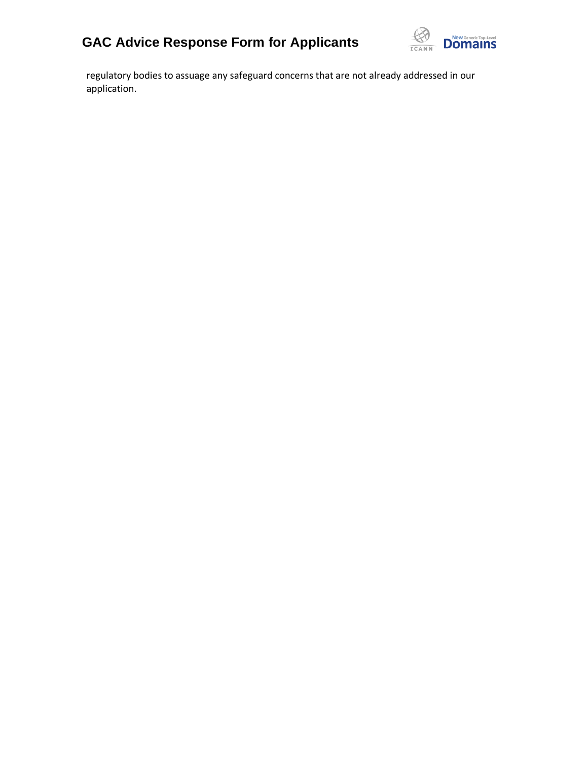regulatory bodies to assuage any safeguard concerns that are not already addressed in our application.